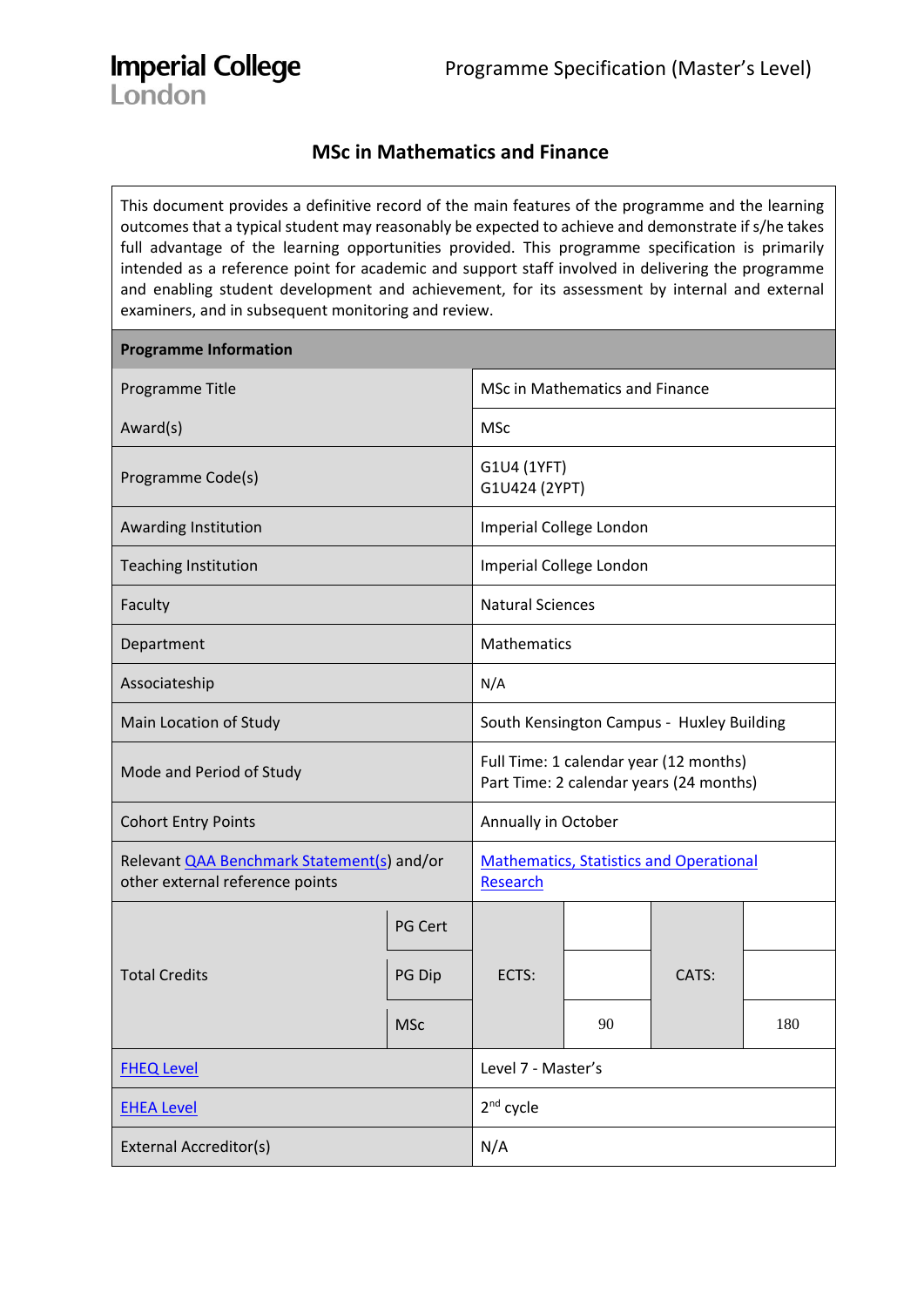# MSc in Mathematics and Finance

This document provides a definitive record of the main features of the programme and the learning outcomes that a typical student may reasonably be expected to achieve and demonstrate if s/he takes full advantage of the learning opportunities provided. This programme specification is primarily intended as a reference point for academic and support staff involved in delivering the programme and enabling student development and achievement, for its assessment by internal and external examiners, and in subsequent monitoring and review.

| Programme Information | | | | | |
|---|---|---|---|---|---|
| Programme Title | | MSc in Mathematics and Finance | | | |
| Award(s) | | MSc | | | |
| Programme Code(s) | | G1U4 (1YFT)<br>G1U424 (2YPT) | | | |
| Awarding Institution | | Imperial College London | | | |
| Teaching Institution | | Imperial College London | | | |
| Faculty | | Natural Sciences | | | |
| Department | | Mathematics | | | |
| Associateship | | N/A | | | |
| Main Location of Study | | South Kensington Campus - Huxley Building | | | |
| Mode and Period of Study | | Full Time: 1 calendar year (12 months)<br>Part Time: 2 calendar years (24 months) | | | |
| Cohort Entry Points | | Annually in October | | | |
| Relevant QAA Benchmark Statement(s) and/or other external reference points | | Mathematics, Statistics and Operational Research | | | |
| Total Credits | PG Cert | ECTS: | | CATS: | |
| | PG Dip | | | | |
| | MSc | | 90 | | 180 |
| FHEQ Level | | Level 7 - Master's | | | |
| EHEA Level | | 2nd cycle | | | |
| External Accreditor(s) | | N/A | | | |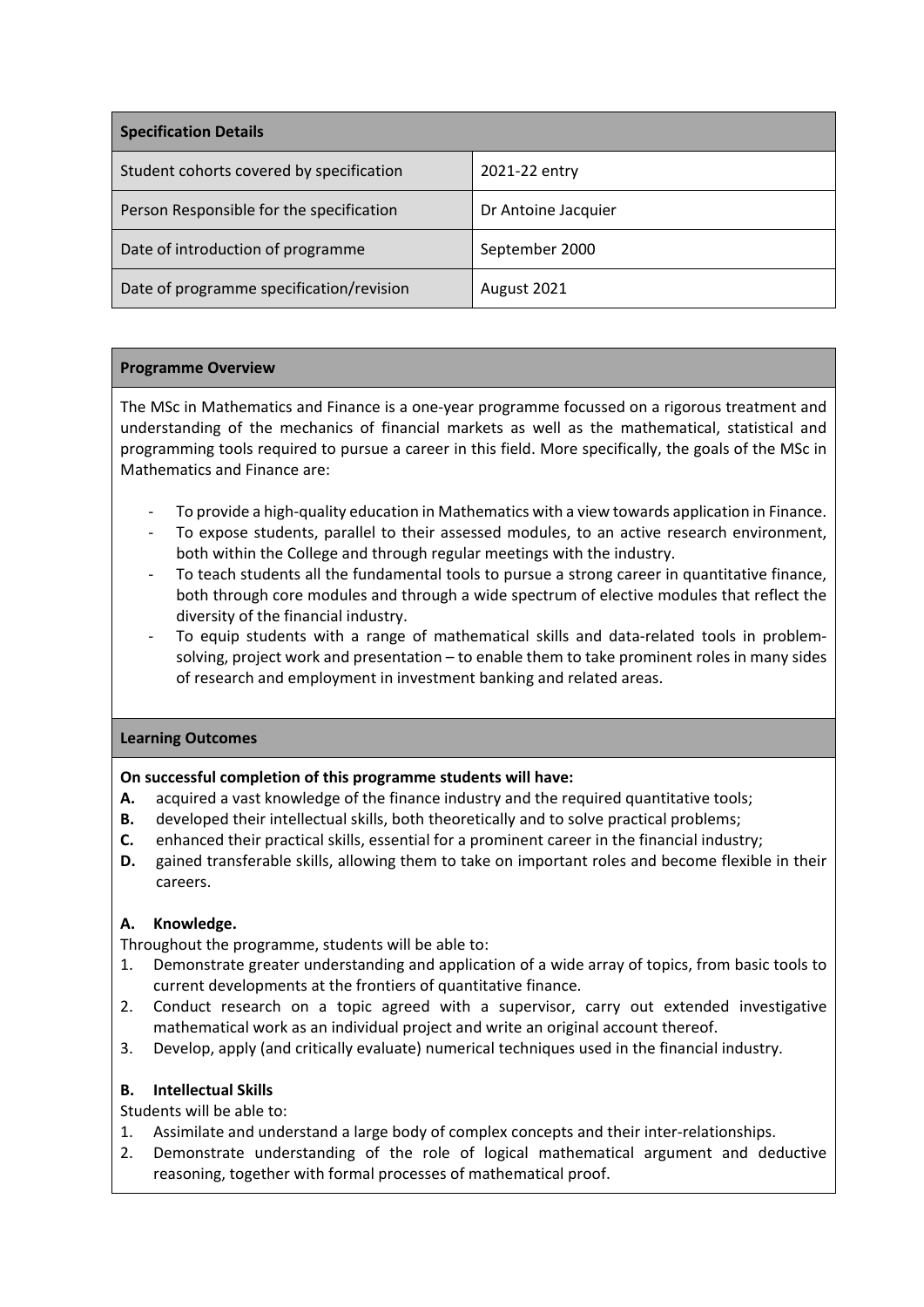| Specification Details | |
|---|---|
| Student cohorts covered by specification | 2021-22 entry |
| Person Responsible for the specification | Dr Antoine Jacquier |
| Date of introduction of programme | September 2000 |
| Date of programme specification/revision | August 2021 |

## Programme Overview

The MSc in Mathematics and Finance is a one-year programme focussed on a rigorous treatment and understanding of the mechanics of financial markets as well as the mathematical, statistical and programming tools required to pursue a career in this field. More specifically, the goals of the MSc in Mathematics and Finance are:

- To provide a high-quality education in Mathematics with a view towards application in Finance.
- To expose students, parallel to their assessed modules, to an active research environment, both within the College and through regular meetings with the industry.
- To teach students all the fundamental tools to pursue a strong career in quantitative finance, both through core modules and through a wide spectrum of elective modules that reflect the diversity of the financial industry.
- To equip students with a range of mathematical skills and data-related tools in problem-solving, project work and presentation – to enable them to take prominent roles in many sides of research and employment in investment banking and related areas.

## Learning Outcomes

**On successful completion of this programme students will have:**

**A.** acquired a vast knowledge of the finance industry and the required quantitative tools;
**B.** developed their intellectual skills, both theoretically and to solve practical problems;
**C.** enhanced their practical skills, essential for a prominent career in the financial industry;
**D.** gained transferable skills, allowing them to take on important roles and become flexible in their careers.

### A. Knowledge.

Throughout the programme, students will be able to:

1. Demonstrate greater understanding and application of a wide array of topics, from basic tools to current developments at the frontiers of quantitative finance.
2. Conduct research on a topic agreed with a supervisor, carry out extended investigative mathematical work as an individual project and write an original account thereof.
3. Develop, apply (and critically evaluate) numerical techniques used in the financial industry.

### B. Intellectual Skills

Students will be able to:

1. Assimilate and understand a large body of complex concepts and their inter-relationships.
2. Demonstrate understanding of the role of logical mathematical argument and deductive reasoning, together with formal processes of mathematical proof.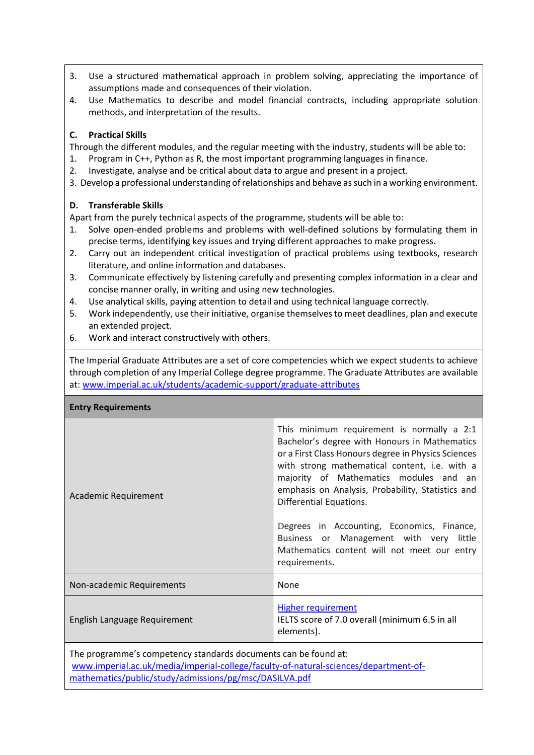3. Use a structured mathematical approach in problem solving, appreciating the importance of assumptions made and consequences of their violation.
4. Use Mathematics to describe and model financial contracts, including appropriate solution methods, and interpretation of the results.

**C. Practical Skills**

Through the different modules, and the regular meeting with the industry, students will be able to:

1. Program in C++, Python as R, the most important programming languages in finance.
2. Investigate, analyse and be critical about data to argue and present in a project.
3. Develop a professional understanding of relationships and behave as such in a working environment.

**D. Transferable Skills**

Apart from the purely technical aspects of the programme, students will be able to:

1. Solve open-ended problems and problems with well-defined solutions by formulating them in precise terms, identifying key issues and trying different approaches to make progress.
2. Carry out an independent critical investigation of practical problems using textbooks, research literature, and online information and databases.
3. Communicate effectively by listening carefully and presenting complex information in a clear and concise manner orally, in writing and using new technologies.
4. Use analytical skills, paying attention to detail and using technical language correctly.
5. Work independently, use their initiative, organise themselves to meet deadlines, plan and execute an extended project.
6. Work and interact constructively with others.

The Imperial Graduate Attributes are a set of core competencies which we expect students to achieve through completion of any Imperial College degree programme. The Graduate Attributes are available at: [www.imperial.ac.uk/students/academic-support/graduate-attributes](www.imperial.ac.uk/students/academic-support/graduate-attributes)

| **Entry Requirements** | |
|---|---|
| Academic Requirement | This minimum requirement is normally a 2:1 Bachelor's degree with Honours in Mathematics or a First Class Honours degree in Physics Sciences with strong mathematical content, i.e. with a majority of Mathematics modules and an emphasis on Analysis, Probability, Statistics and Differential Equations.<br><br>Degrees in Accounting, Economics, Finance, Business or Management with very little Mathematics content will not meet our entry requirements. |
| Non-academic Requirements | None |
| English Language Requirement | Higher requirement<br>IELTS score of 7.0 overall (minimum 6.5 in all elements). |

The programme's competency standards documents can be found at: [www.imperial.ac.uk/media/imperial-college/faculty-of-natural-sciences/department-of-mathematics/public/study/admissions/pg/msc/DASILVA.pdf](www.imperial.ac.uk/media/imperial-college/faculty-of-natural-sciences/department-of-mathematics/public/study/admissions/pg/msc/DASILVA.pdf)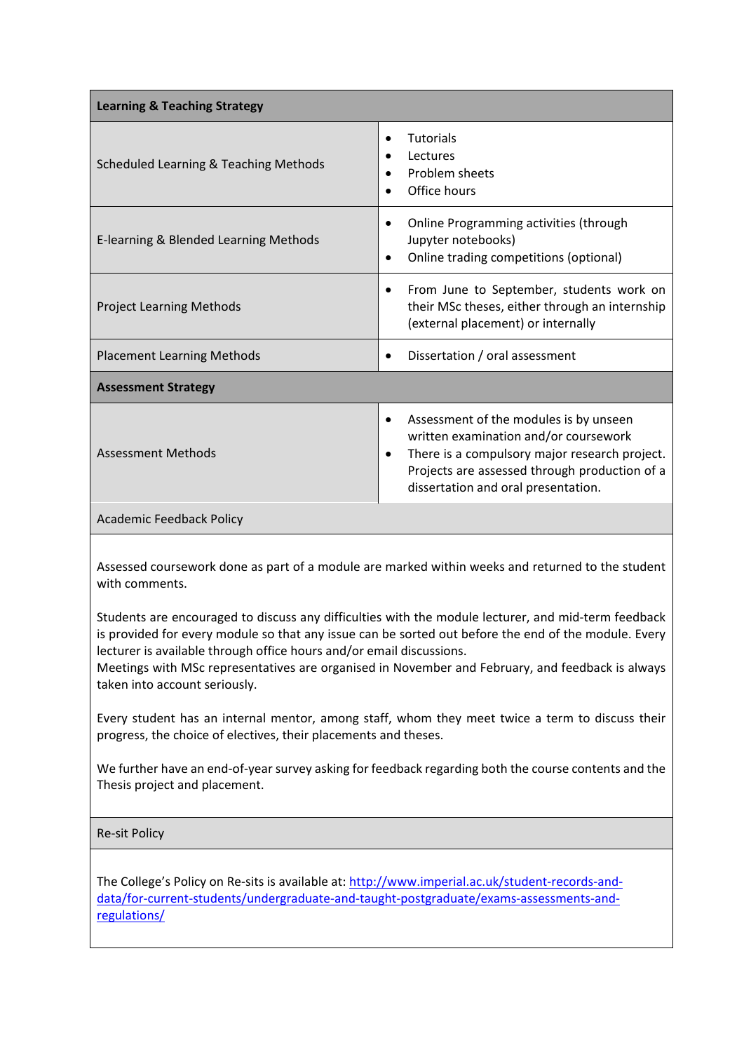| **Learning & Teaching Strategy** | |
|---|---|
| Scheduled Learning & Teaching Methods | • Tutorials<br>• Lectures<br>• Problem sheets<br>• Office hours |
| E-learning & Blended Learning Methods | • Online Programming activities (through Jupyter notebooks)<br>• Online trading competitions (optional) |
| Project Learning Methods | • From June to September, students work on their MSc theses, either through an internship (external placement) or internally |
| Placement Learning Methods | • Dissertation / oral assessment |
| **Assessment Strategy** | |
| Assessment Methods | • Assessment of the modules is by unseen written examination and/or coursework<br>• There is a compulsory major research project. Projects are assessed through production of a dissertation and oral presentation. |

**Academic Feedback Policy**

Assessed coursework done as part of a module are marked within weeks and returned to the student with comments.

Students are encouraged to discuss any difficulties with the module lecturer, and mid-term feedback is provided for every module so that any issue can be sorted out before the end of the module. Every lecturer is available through office hours and/or email discussions.
Meetings with MSc representatives are organised in November and February, and feedback is always taken into account seriously.

Every student has an internal mentor, among staff, whom they meet twice a term to discuss their progress, the choice of electives, their placements and theses.

We further have an end-of-year survey asking for feedback regarding both the course contents and the Thesis project and placement.

**Re-sit Policy**

The College's Policy on Re-sits is available at: [http://www.imperial.ac.uk/student-records-and-data/for-current-students/undergraduate-and-taught-postgraduate/exams-assessments-and-regulations/](http://www.imperial.ac.uk/student-records-and-data/for-current-students/undergraduate-and-taught-postgraduate/exams-assessments-and-regulations/)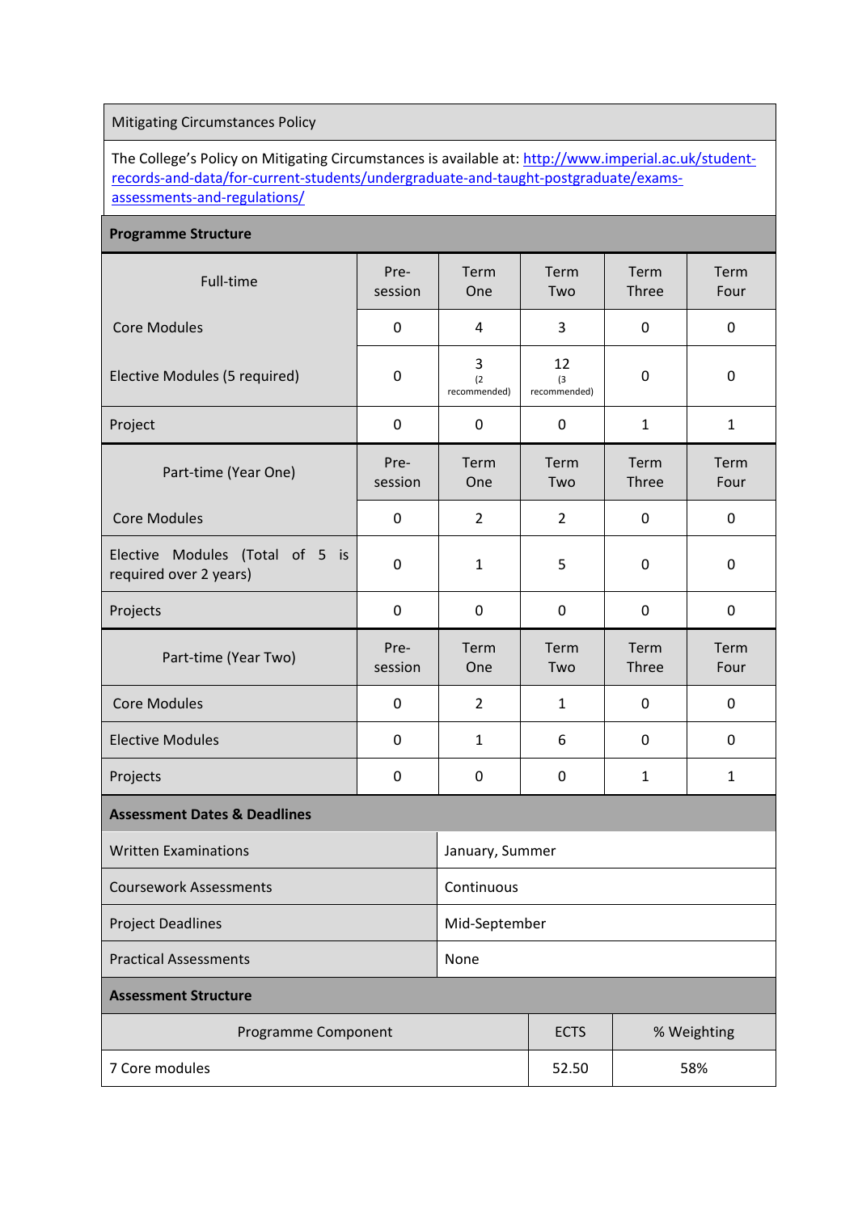| Mitigating Circumstances Policy |
|---|
| The College's Policy on Mitigating Circumstances is available at: [http://www.imperial.ac.uk/student-records-and-data/for-current-students/undergraduate-and-taught-postgraduate/exams-assessments-and-regulations/](http://www.imperial.ac.uk/student-records-and-data/for-current-students/undergraduate-and-taught-postgraduate/exams-assessments-and-regulations/) |

**Programme Structure**

| Full-time | Pre-session | Term One | Term Two | Term Three | Term Four |
|---|---|---|---|---|---|
| Core Modules | 0 | 4 | 3 | 0 | 0 |
| Elective Modules (5 required) | 0 | 3 (2 recommended) | 12 (3 recommended) | 0 | 0 |
| Project | 0 | 0 | 0 | 1 | 1 |

| Part-time (Year One) | Pre-session | Term One | Term Two | Term Three | Term Four |
|---|---|---|---|---|---|
| Core Modules | 0 | 2 | 2 | 0 | 0 |
| Elective Modules (Total of 5 is required over 2 years) | 0 | 1 | 5 | 0 | 0 |
| Projects | 0 | 0 | 0 | 0 | 0 |

| Part-time (Year Two) | Pre-session | Term One | Term Two | Term Three | Term Four |
|---|---|---|---|---|---|
| Core Modules | 0 | 2 | 1 | 0 | 0 |
| Elective Modules | 0 | 1 | 6 | 0 | 0 |
| Projects | 0 | 0 | 0 | 1 | 1 |

**Assessment Dates & Deadlines**

| | |
|---|---|
| Written Examinations | January, Summer |
| Coursework Assessments | Continuous |
| Project Deadlines | Mid-September |
| Practical Assessments | None |

**Assessment Structure**

| Programme Component | ECTS | % Weighting |
|---|---|---|
| 7 Core modules | 52.50 | 58% |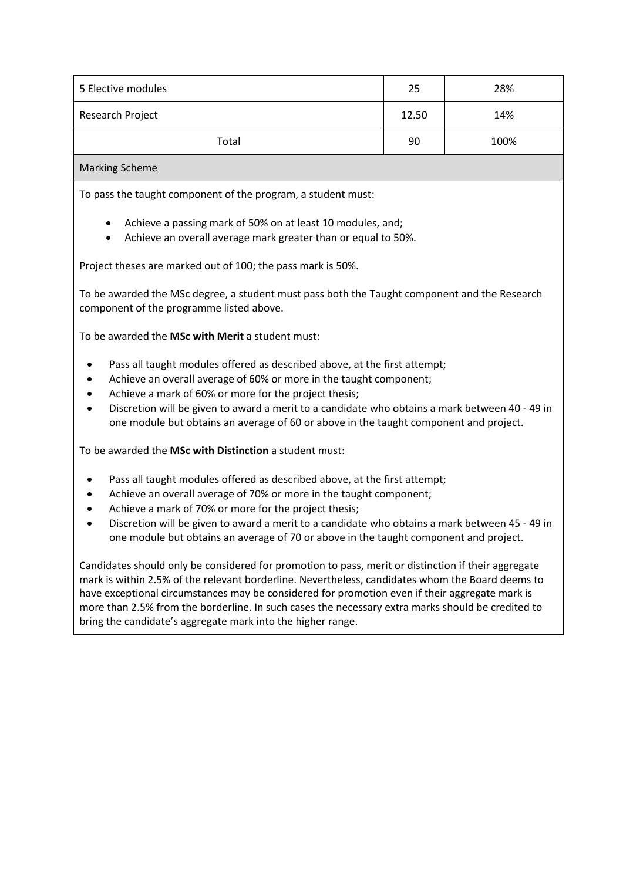| 5 Elective modules | 25 | 28% |
|---|---|---|
| Research Project | 12.50 | 14% |
| Total | 90 | 100% |

**Marking Scheme**

To pass the taught component of the program, a student must:

- Achieve a passing mark of 50% on at least 10 modules, and;
- Achieve an overall average mark greater than or equal to 50%.

Project theses are marked out of 100; the pass mark is 50%.

To be awarded the MSc degree, a student must pass both the Taught component and the Research component of the programme listed above.

To be awarded the **MSc with Merit** a student must:

- Pass all taught modules offered as described above, at the first attempt;
- Achieve an overall average of 60% or more in the taught component;
- Achieve a mark of 60% or more for the project thesis;
- Discretion will be given to award a merit to a candidate who obtains a mark between 40 - 49 in one module but obtains an average of 60 or above in the taught component and project.

To be awarded the **MSc with Distinction** a student must:

- Pass all taught modules offered as described above, at the first attempt;
- Achieve an overall average of 70% or more in the taught component;
- Achieve a mark of 70% or more for the project thesis;
- Discretion will be given to award a merit to a candidate who obtains a mark between 45 - 49 in one module but obtains an average of 70 or above in the taught component and project.

Candidates should only be considered for promotion to pass, merit or distinction if their aggregate mark is within 2.5% of the relevant borderline. Nevertheless, candidates whom the Board deems to have exceptional circumstances may be considered for promotion even if their aggregate mark is more than 2.5% from the borderline. In such cases the necessary extra marks should be credited to bring the candidate's aggregate mark into the higher range.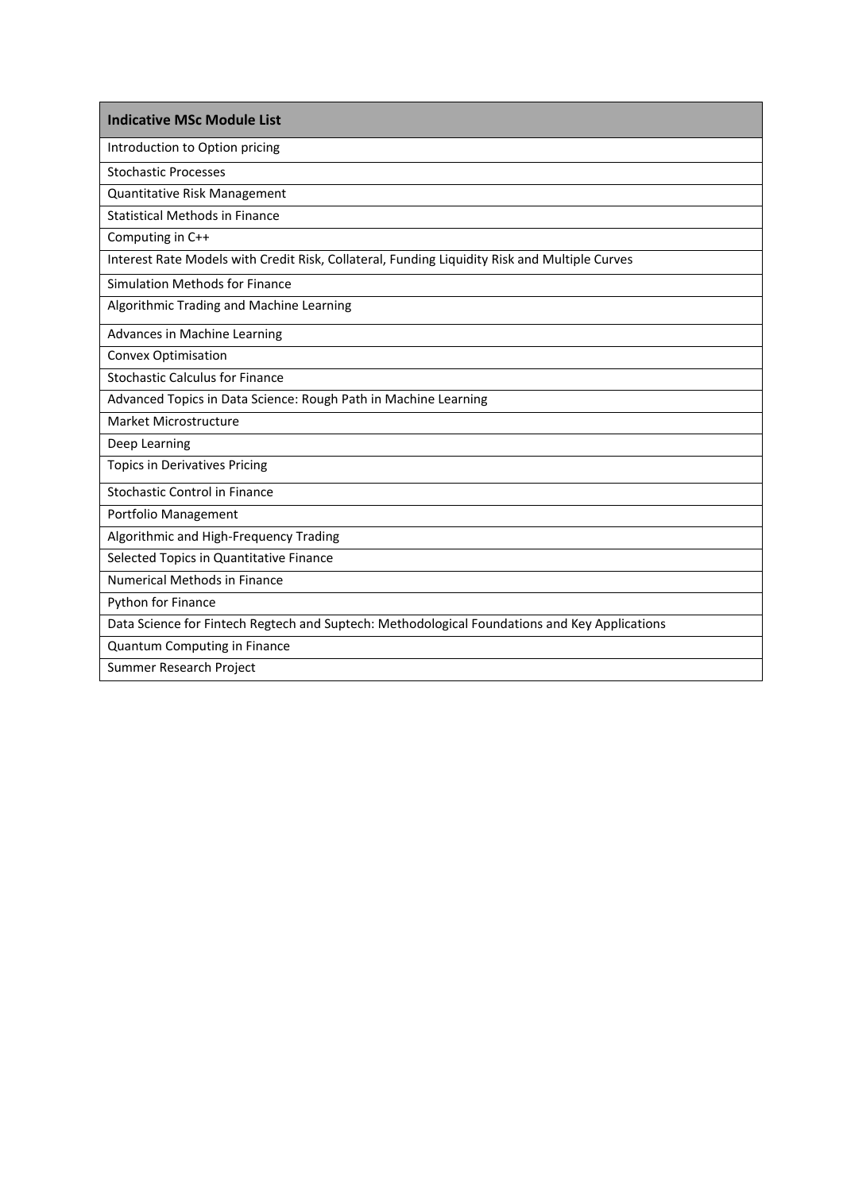| Indicative MSc Module List |
| --- |
| Introduction to Option pricing |
| Stochastic Processes |
| Quantitative Risk Management |
| Statistical Methods in Finance |
| Computing in C++ |
| Interest Rate Models with Credit Risk, Collateral, Funding Liquidity Risk and Multiple Curves |
| Simulation Methods for Finance |
| Algorithmic Trading and Machine Learning |
| Advances in Machine Learning |
| Convex Optimisation |
| Stochastic Calculus for Finance |
| Advanced Topics in Data Science: Rough Path in Machine Learning |
| Market Microstructure |
| Deep Learning |
| Topics in Derivatives Pricing |
| Stochastic Control in Finance |
| Portfolio Management |
| Algorithmic and High-Frequency Trading |
| Selected Topics in Quantitative Finance |
| Numerical Methods in Finance |
| Python for Finance |
| Data Science for Fintech Regtech and Suptech: Methodological Foundations and Key Applications |
| Quantum Computing in Finance |
| Summer Research Project |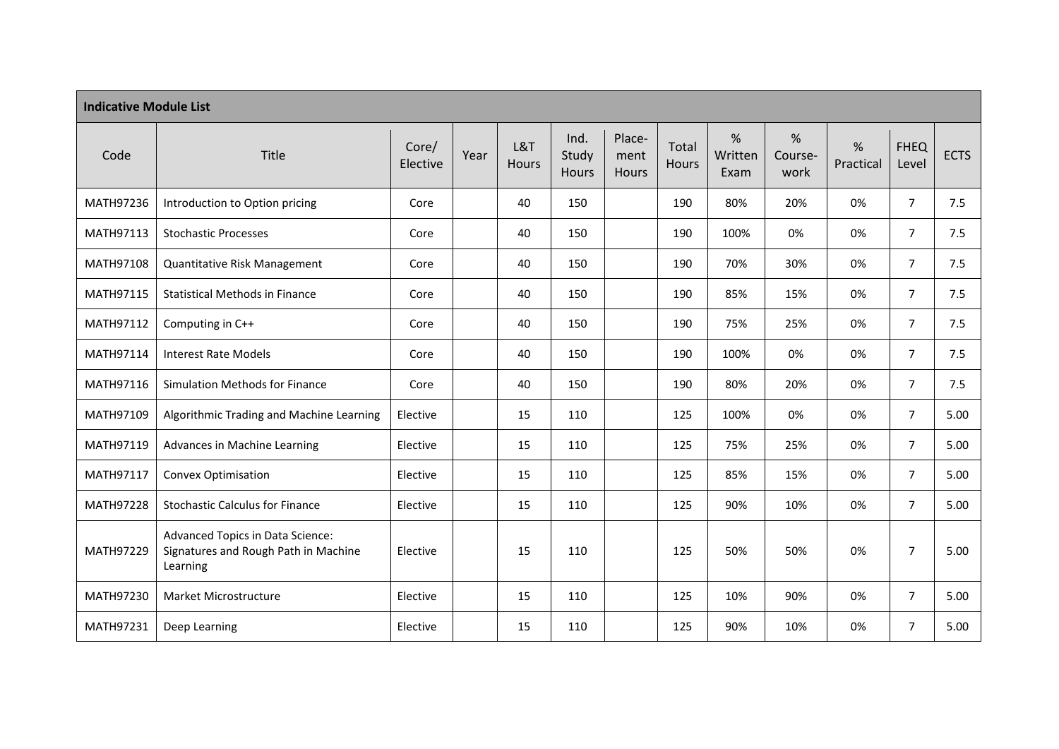**Indicative Module List**

| Code | Title | Core/ Elective | Year | L&T Hours | Ind. Study Hours | Place-ment Hours | Total Hours | % Written Exam | % Course-work | % Practical | FHEQ Level | ECTS |
|---|---|---|---|---|---|---|---|---|---|---|---|---|
| MATH97236 | Introduction to Option pricing | Core | | 40 | 150 | | 190 | 80% | 20% | 0% | 7 | 7.5 |
| MATH97113 | Stochastic Processes | Core | | 40 | 150 | | 190 | 100% | 0% | 0% | 7 | 7.5 |
| MATH97108 | Quantitative Risk Management | Core | | 40 | 150 | | 190 | 70% | 30% | 0% | 7 | 7.5 |
| MATH97115 | Statistical Methods in Finance | Core | | 40 | 150 | | 190 | 85% | 15% | 0% | 7 | 7.5 |
| MATH97112 | Computing in C++ | Core | | 40 | 150 | | 190 | 75% | 25% | 0% | 7 | 7.5 |
| MATH97114 | Interest Rate Models | Core | | 40 | 150 | | 190 | 100% | 0% | 0% | 7 | 7.5 |
| MATH97116 | Simulation Methods for Finance | Core | | 40 | 150 | | 190 | 80% | 20% | 0% | 7 | 7.5 |
| MATH97109 | Algorithmic Trading and Machine Learning | Elective | | 15 | 110 | | 125 | 100% | 0% | 0% | 7 | 5.00 |
| MATH97119 | Advances in Machine Learning | Elective | | 15 | 110 | | 125 | 75% | 25% | 0% | 7 | 5.00 |
| MATH97117 | Convex Optimisation | Elective | | 15 | 110 | | 125 | 85% | 15% | 0% | 7 | 5.00 |
| MATH97228 | Stochastic Calculus for Finance | Elective | | 15 | 110 | | 125 | 90% | 10% | 0% | 7 | 5.00 |
| MATH97229 | Advanced Topics in Data Science: Signatures and Rough Path in Machine Learning | Elective | | 15 | 110 | | 125 | 50% | 50% | 0% | 7 | 5.00 |
| MATH97230 | Market Microstructure | Elective | | 15 | 110 | | 125 | 10% | 90% | 0% | 7 | 5.00 |
| MATH97231 | Deep Learning | Elective | | 15 | 110 | | 125 | 90% | 10% | 0% | 7 | 5.00 |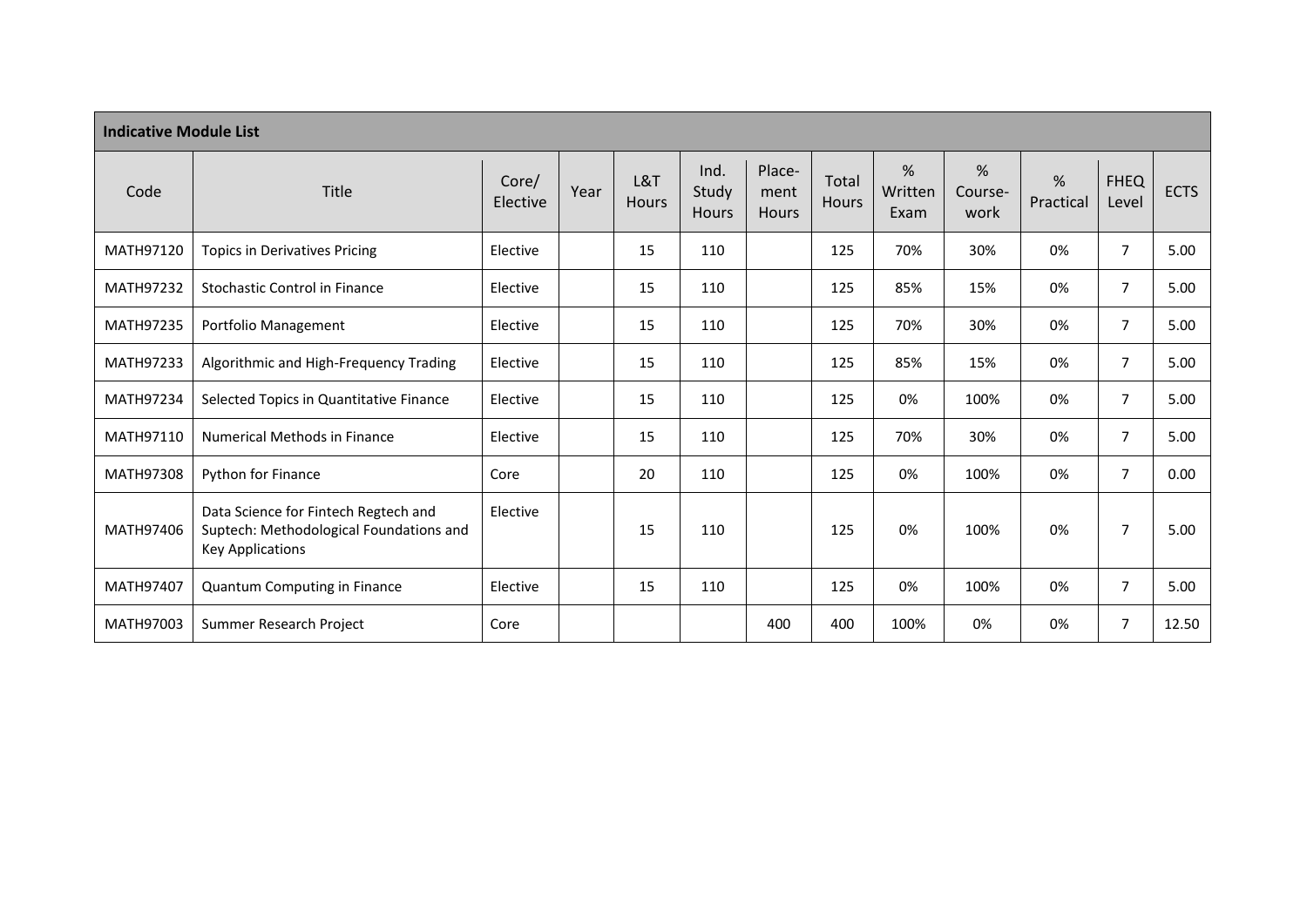| Indicative Module List | | | | | | | | | | | | |
|---|---|---|---|---|---|---|---|---|---|---|---|---|
| Code | Title | Core/ Elective | Year | L&T Hours | Ind. Study Hours | Place-ment Hours | Total Hours | % Written Exam | % Course-work | % Practical | FHEQ Level | ECTS |
| MATH97120 | Topics in Derivatives Pricing | Elective | | 15 | 110 | | 125 | 70% | 30% | 0% | 7 | 5.00 |
| MATH97232 | Stochastic Control in Finance | Elective | | 15 | 110 | | 125 | 85% | 15% | 0% | 7 | 5.00 |
| MATH97235 | Portfolio Management | Elective | | 15 | 110 | | 125 | 70% | 30% | 0% | 7 | 5.00 |
| MATH97233 | Algorithmic and High-Frequency Trading | Elective | | 15 | 110 | | 125 | 85% | 15% | 0% | 7 | 5.00 |
| MATH97234 | Selected Topics in Quantitative Finance | Elective | | 15 | 110 | | 125 | 0% | 100% | 0% | 7 | 5.00 |
| MATH97110 | Numerical Methods in Finance | Elective | | 15 | 110 | | 125 | 70% | 30% | 0% | 7 | 5.00 |
| MATH97308 | Python for Finance | Core | | 20 | 110 | | 125 | 0% | 100% | 0% | 7 | 0.00 |
| MATH97406 | Data Science for Fintech Regtech and Suptech: Methodological Foundations and Key Applications | Elective | | 15 | 110 | | 125 | 0% | 100% | 0% | 7 | 5.00 |
| MATH97407 | Quantum Computing in Finance | Elective | | 15 | 110 | | 125 | 0% | 100% | 0% | 7 | 5.00 |
| MATH97003 | Summer Research Project | Core | | | | 400 | 400 | 100% | 0% | 0% | 7 | 12.50 |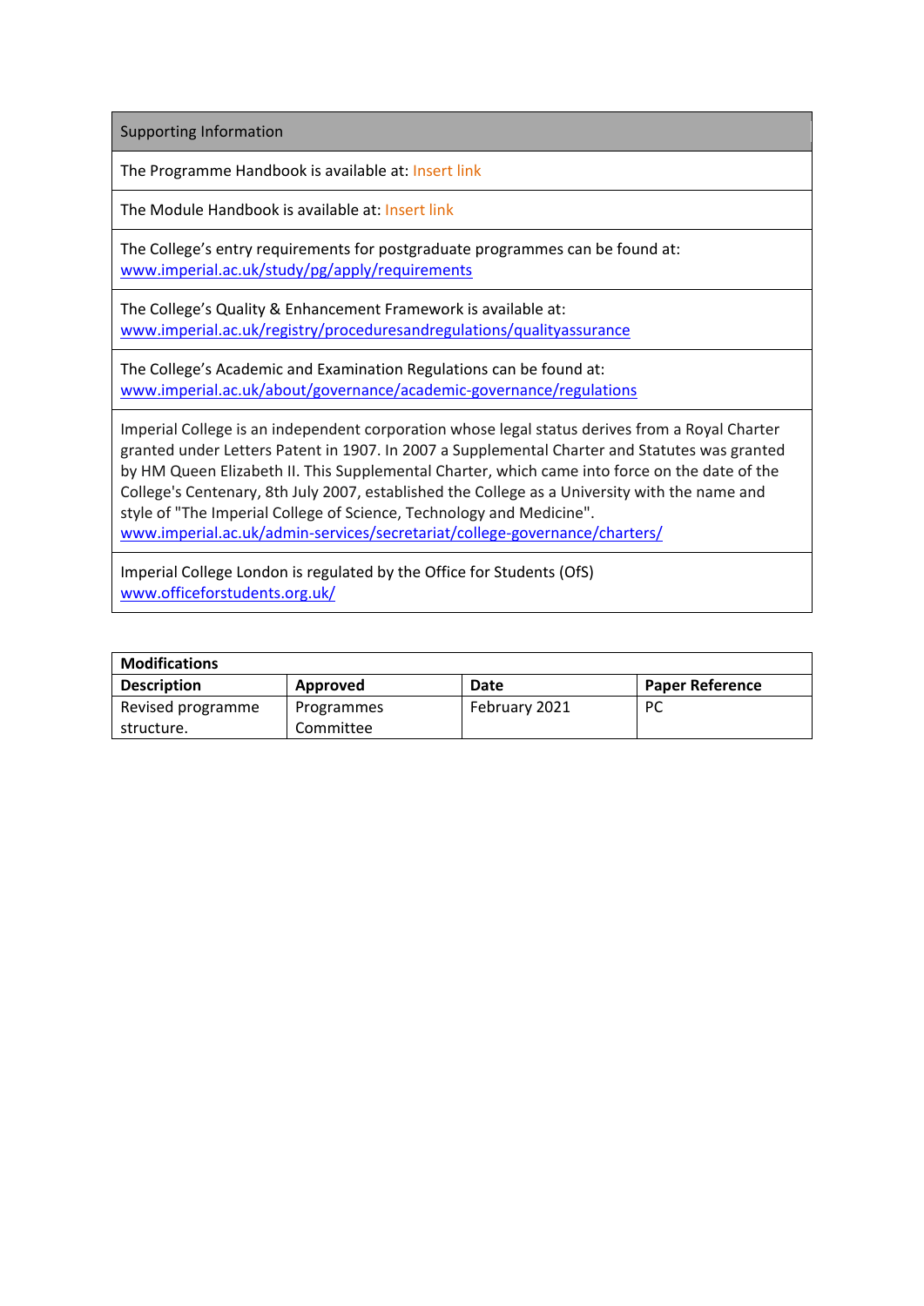| Supporting Information |
|---|
| The Programme Handbook is available at: Insert link |
| The Module Handbook is available at: Insert link |
| The College's entry requirements for postgraduate programmes can be found at: www.imperial.ac.uk/study/pg/apply/requirements |
| The College's Quality & Enhancement Framework is available at: www.imperial.ac.uk/registry/proceduresandregulations/qualityassurance |
| The College's Academic and Examination Regulations can be found at: www.imperial.ac.uk/about/governance/academic-governance/regulations |
| Imperial College is an independent corporation whose legal status derives from a Royal Charter granted under Letters Patent in 1907. In 2007 a Supplemental Charter and Statutes was granted by HM Queen Elizabeth II. This Supplemental Charter, which came into force on the date of the College's Centenary, 8th July 2007, established the College as a University with the name and style of "The Imperial College of Science, Technology and Medicine". www.imperial.ac.uk/admin-services/secretariat/college-governance/charters/ |
| Imperial College London is regulated by the Office for Students (OfS) www.officeforstudents.org.uk/ |

| **Modifications** | | | |
|---|---|---|---|
| **Description** | **Approved** | **Date** | **Paper Reference** |
| Revised programme structure. | Programmes Committee | February 2021 | PC |